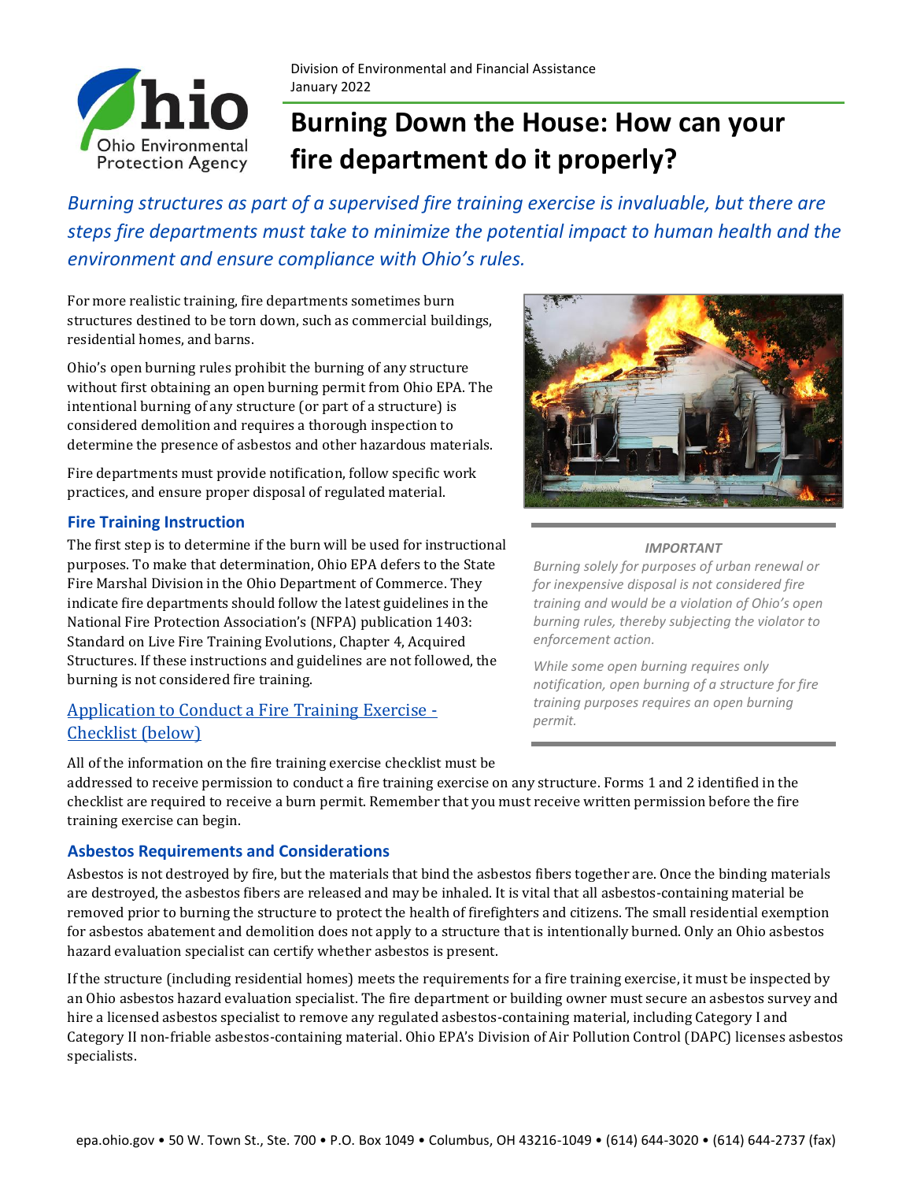Division of Environmental and Financial Assistance
January 2022

# Burning Down the House: How can your fire department do it properly?

*Burning structures as part of a supervised fire training exercise is invaluable, but there are steps fire departments must take to minimize the potential impact to human health and the environment and ensure compliance with Ohio's rules.*

For more realistic training, fire departments sometimes burn structures destined to be torn down, such as commercial buildings, residential homes, and barns.

Ohio's open burning rules prohibit the burning of any structure without first obtaining an open burning permit from Ohio EPA. The intentional burning of any structure (or part of a structure) is considered demolition and requires a thorough inspection to determine the presence of asbestos and other hazardous materials.

Fire departments must provide notification, follow specific work practices, and ensure proper disposal of regulated material.

> ***IMPORTANT***
>
> *Burning solely for purposes of urban renewal or for inexpensive disposal is not considered fire training and would be a violation of Ohio's open burning rules, thereby subjecting the violator to enforcement action.*
>
> *While some open burning requires only notification, open burning of a structure for fire training purposes requires an open burning permit.*

## Fire Training Instruction

The first step is to determine if the burn will be used for instructional purposes. To make that determination, Ohio EPA defers to the State Fire Marshal Division in the Ohio Department of Commerce. They indicate fire departments should follow the latest guidelines in the National Fire Protection Association's (NFPA) publication 1403: Standard on Live Fire Training Evolutions, Chapter 4, Acquired Structures. If these instructions and guidelines are not followed, the burning is not considered fire training.

### Application to Conduct a Fire Training Exercise - Checklist (below)

All of the information on the fire training exercise checklist must be addressed to receive permission to conduct a fire training exercise on any structure. Forms 1 and 2 identified in the checklist are required to receive a burn permit. Remember that you must receive written permission before the fire training exercise can begin.

## Asbestos Requirements and Considerations

Asbestos is not destroyed by fire, but the materials that bind the asbestos fibers together are. Once the binding materials are destroyed, the asbestos fibers are released and may be inhaled. It is vital that all asbestos-containing material be removed prior to burning the structure to protect the health of firefighters and citizens. The small residential exemption for asbestos abatement and demolition does not apply to a structure that is intentionally burned. Only an Ohio asbestos hazard evaluation specialist can certify whether asbestos is present.

If the structure (including residential homes) meets the requirements for a fire training exercise, it must be inspected by an Ohio asbestos hazard evaluation specialist. The fire department or building owner must secure an asbestos survey and hire a licensed asbestos specialist to remove any regulated asbestos-containing material, including Category I and Category II non-friable asbestos-containing material. Ohio EPA's Division of Air Pollution Control (DAPC) licenses asbestos specialists.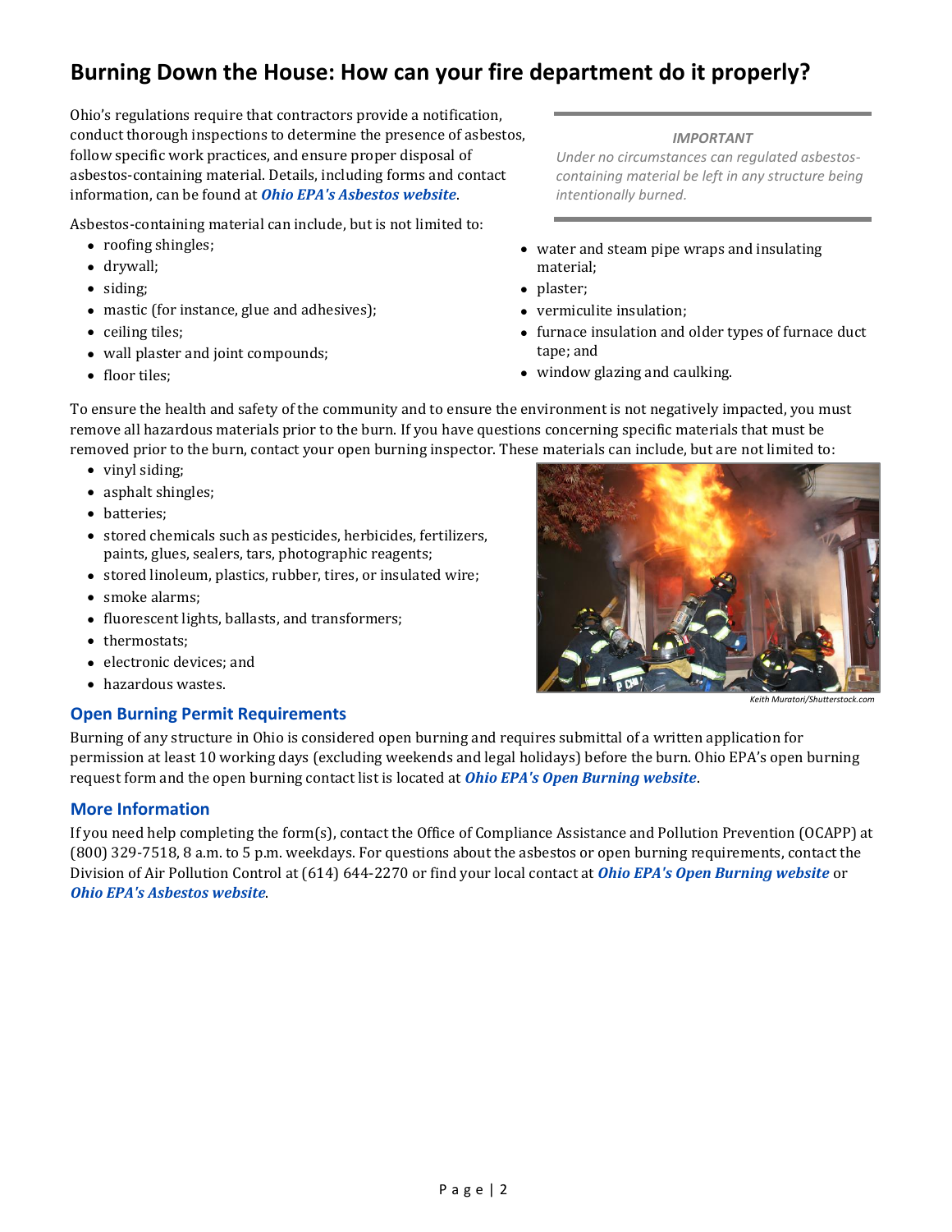# Burning Down the House: How can your fire department do it properly?

Ohio's regulations require that contractors provide a notification, conduct thorough inspections to determine the presence of asbestos, follow specific work practices, and ensure proper disposal of asbestos-containing material. Details, including forms and contact information, can be found at ***Ohio EPA's Asbestos website***.

> *IMPORTANT*
>
> *Under no circumstances can regulated asbestos-containing material be left in any structure being intentionally burned.*

Asbestos-containing material can include, but is not limited to:

- roofing shingles;
- drywall;
- siding;
- mastic (for instance, glue and adhesives);
- ceiling tiles;
- wall plaster and joint compounds;
- floor tiles;
- water and steam pipe wraps and insulating material;
- plaster;
- vermiculite insulation;
- furnace insulation and older types of furnace duct tape; and
- window glazing and caulking.

To ensure the health and safety of the community and to ensure the environment is not negatively impacted, you must remove all hazardous materials prior to the burn. If you have questions concerning specific materials that must be removed prior to the burn, contact your open burning inspector. These materials can include, but are not limited to:

- vinyl siding;
- asphalt shingles;
- batteries;
- stored chemicals such as pesticides, herbicides, fertilizers, paints, glues, sealers, tars, photographic reagents;
- stored linoleum, plastics, rubber, tires, or insulated wire;
- smoke alarms;
- fluorescent lights, ballasts, and transformers;
- thermostats;
- electronic devices; and
- hazardous wastes.

*Keith Muratori/Shutterstock.com*

## Open Burning Permit Requirements

Burning of any structure in Ohio is considered open burning and requires submittal of a written application for permission at least 10 working days (excluding weekends and legal holidays) before the burn. Ohio EPA's open burning request form and the open burning contact list is located at ***Ohio EPA's Open Burning website***.

## More Information

If you need help completing the form(s), contact the Office of Compliance Assistance and Pollution Prevention (OCAPP) at (800) 329-7518, 8 a.m. to 5 p.m. weekdays. For questions about the asbestos or open burning requirements, contact the Division of Air Pollution Control at (614) 644-2270 or find your local contact at ***Ohio EPA's Open Burning website*** or ***Ohio EPA's Asbestos website***.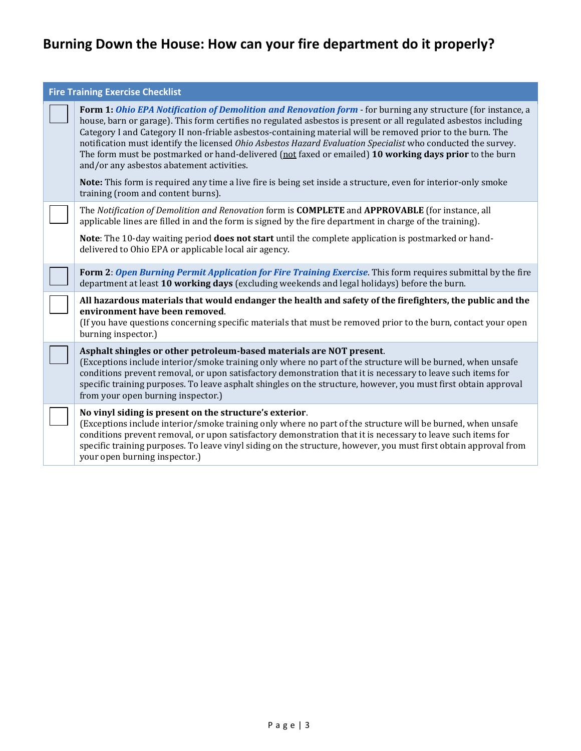# Burning Down the House: How can your fire department do it properly?

| Fire Training Exercise Checklist | |
| --- | --- |
| ☐ | **Form 1:** ***Ohio EPA Notification of Demolition and Renovation form*** - for burning any structure (for instance, a house, barn or garage). This form certifies no regulated asbestos is present or all regulated asbestos including Category I and Category II non-friable asbestos-containing material will be removed prior to the burn. The notification must identify the licensed *Ohio Asbestos Hazard Evaluation Specialist* who conducted the survey. The form must be postmarked or hand-delivered (not faxed or emailed) **10 working days prior** to the burn and/or any asbestos abatement activities.<br><br>**Note:** This form is required any time a live fire is being set inside a structure, even for interior-only smoke training (room and content burns). |
| ☐ | The *Notification of Demolition and Renovation* form is **COMPLETE** and **APPROVABLE** (for instance, all applicable lines are filled in and the form is signed by the fire department in charge of the training).<br><br>**Note**: The 10-day waiting period **does not start** until the complete application is postmarked or hand-delivered to Ohio EPA or applicable local air agency. |
| ☐ | **Form 2**: ***Open Burning Permit Application for Fire Training Exercise***. This form requires submittal by the fire department at least **10 working days** (excluding weekends and legal holidays) before the burn. |
| ☐ | **All hazardous materials that would endanger the health and safety of the firefighters, the public and the environment have been removed**.<br>(If you have questions concerning specific materials that must be removed prior to the burn, contact your open burning inspector.) |
| ☐ | **Asphalt shingles or other petroleum-based materials are NOT present**.<br>(Exceptions include interior/smoke training only where no part of the structure will be burned, when unsafe conditions prevent removal, or upon satisfactory demonstration that it is necessary to leave such items for specific training purposes. To leave asphalt shingles on the structure, however, you must first obtain approval from your open burning inspector.) |
| ☐ | **No vinyl siding is present on the structure's exterior**.<br>(Exceptions include interior/smoke training only where no part of the structure will be burned, when unsafe conditions prevent removal, or upon satisfactory demonstration that it is necessary to leave such items for specific training purposes. To leave vinyl siding on the structure, however, you must first obtain approval from your open burning inspector.) |